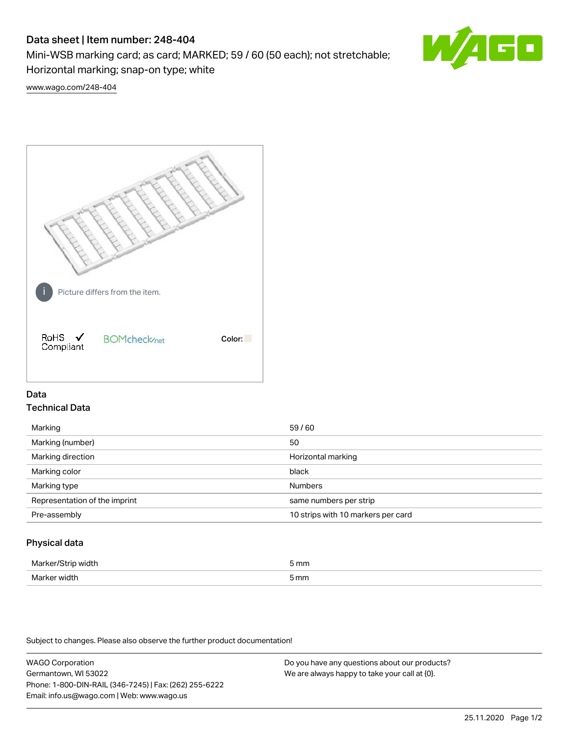# Data sheet | Item number: 248-404

Mini-WSB marking card; as card; MARKED; 59 / 60 (50 each); not stretchable; Horizontal marking; snap-on type; white

www.wago.com/248-404

Picture differs from the item.

RoHS Compliant

BOMcheck.net

Color:

## Data

### Technical Data

| | |
|---|---|
| Marking | 59 / 60 |
| Marking (number) | 50 |
| Marking direction | Horizontal marking |
| Marking color | black |
| Marking type | Numbers |
| Representation of the imprint | same numbers per strip |
| Pre-assembly | 10 strips with 10 markers per card |

### Physical data

| | |
|---|---|
| Marker/Strip width | 5 mm |
| Marker width | 5 mm |

Subject to changes. Please also observe the further product documentation!

WAGO Corporation
Germantown, WI 53022
Phone: 1-800-DIN-RAIL (346-7245) | Fax: (262) 255-6222
Email: info.us@wago.com | Web: www.wago.us

Do you have any questions about our products?
We are always happy to take your call at {0}.

25.11.2020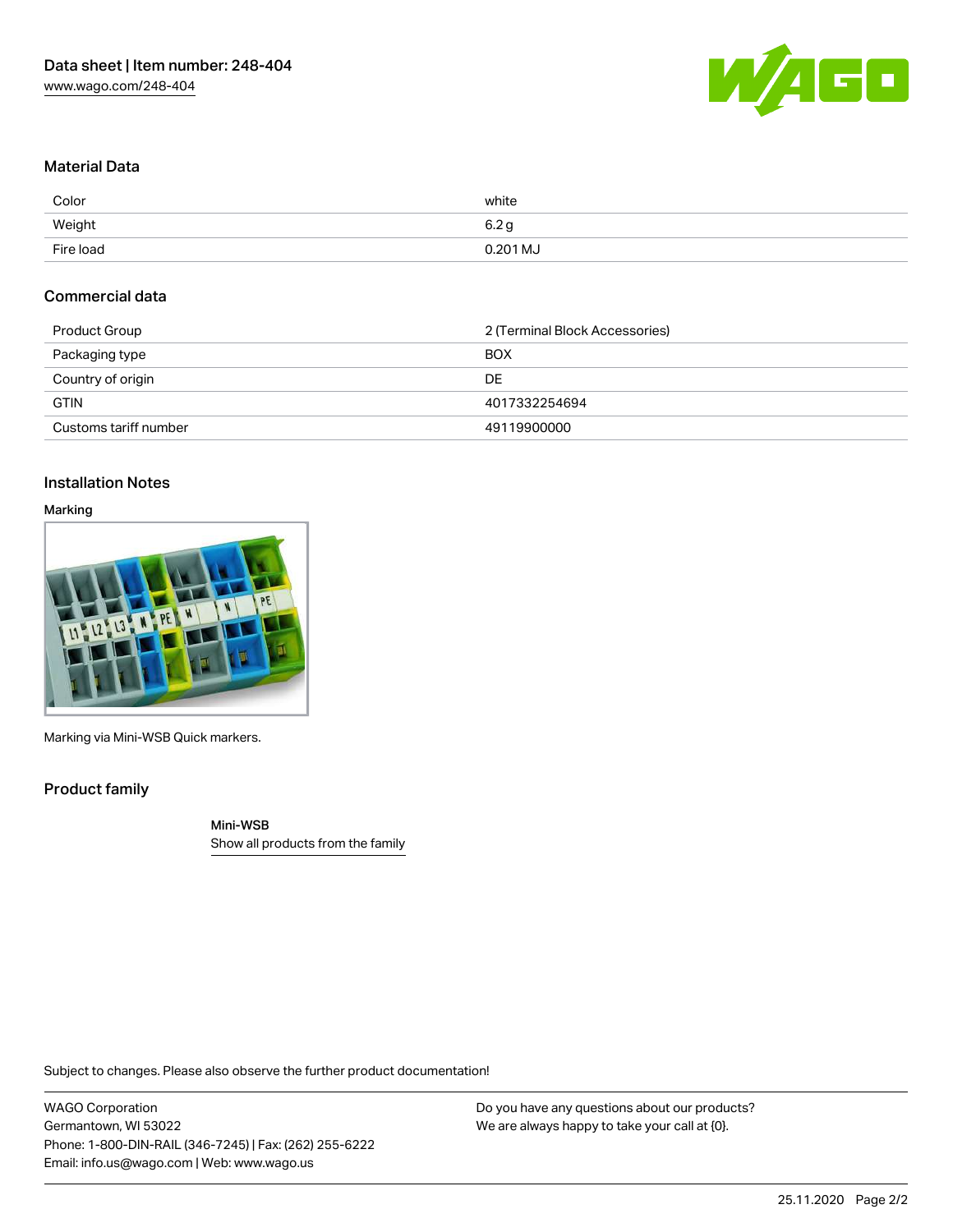## Material Data

| | |
|---|---|
| Color | white |
| Weight | 6.2 g |
| Fire load | 0.201 MJ |

## Commercial data

| | |
|---|---|
| Product Group | 2 (Terminal Block Accessories) |
| Packaging type | BOX |
| Country of origin | DE |
| GTIN | 4017332254694 |
| Customs tariff number | 49119900000 |

## Installation Notes

### Marking

Marking via Mini-WSB Quick markers.

## Product family

Mini-WSB
Show all products from the family

Subject to changes. Please also observe the further product documentation!

WAGO Corporation
Germantown, WI 53022
Phone: 1-800-DIN-RAIL (346-7245) | Fax: (262) 255-6222
Email: info.us@wago.com | Web: www.wago.us

Do you have any questions about our products?
We are always happy to take your call at {0}.